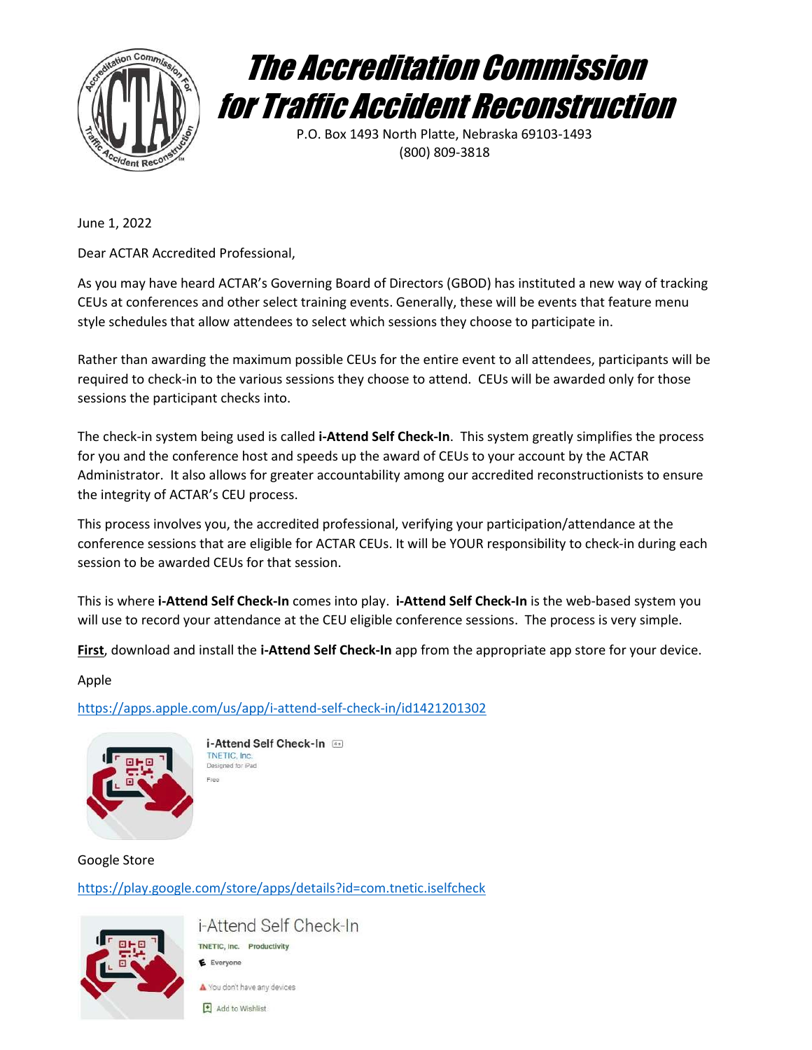# The Accreditation Commission for Traffic Accident Reconstruction

P.O. Box 1493 North Platte, Nebraska 69103-1493
(800) 809-3818

June 1, 2022

Dear ACTAR Accredited Professional,

As you may have heard ACTAR's Governing Board of Directors (GBOD) has instituted a new way of tracking CEUs at conferences and other select training events. Generally, these will be events that feature menu style schedules that allow attendees to select which sessions they choose to participate in.

Rather than awarding the maximum possible CEUs for the entire event to all attendees, participants will be required to check-in to the various sessions they choose to attend. CEUs will be awarded only for those sessions the participant checks into.

The check-in system being used is called **i-Attend Self Check-In**. This system greatly simplifies the process for you and the conference host and speeds up the award of CEUs to your account by the ACTAR Administrator. It also allows for greater accountability among our accredited reconstructionists to ensure the integrity of ACTAR's CEU process.

This process involves you, the accredited professional, verifying your participation/attendance at the conference sessions that are eligible for ACTAR CEUs. It will be YOUR responsibility to check-in during each session to be awarded CEUs for that session.

This is where **i-Attend Self Check-In** comes into play. **i-Attend Self Check-In** is the web-based system you will use to record your attendance at the CEU eligible conference sessions. The process is very simple.

**First**, download and install the **i-Attend Self Check-In** app from the appropriate app store for your device.

Apple

https://apps.apple.com/us/app/i-attend-self-check-in/id1421201302

i-Attend Self Check-In
TNETIC, Inc.
Designed for iPad
Free

Google Store

https://play.google.com/store/apps/details?id=com.tnetic.iselfcheck

i-Attend Self Check-In
TNETIC, Inc. Productivity
Everyone
You don't have any devices
Add to Wishlist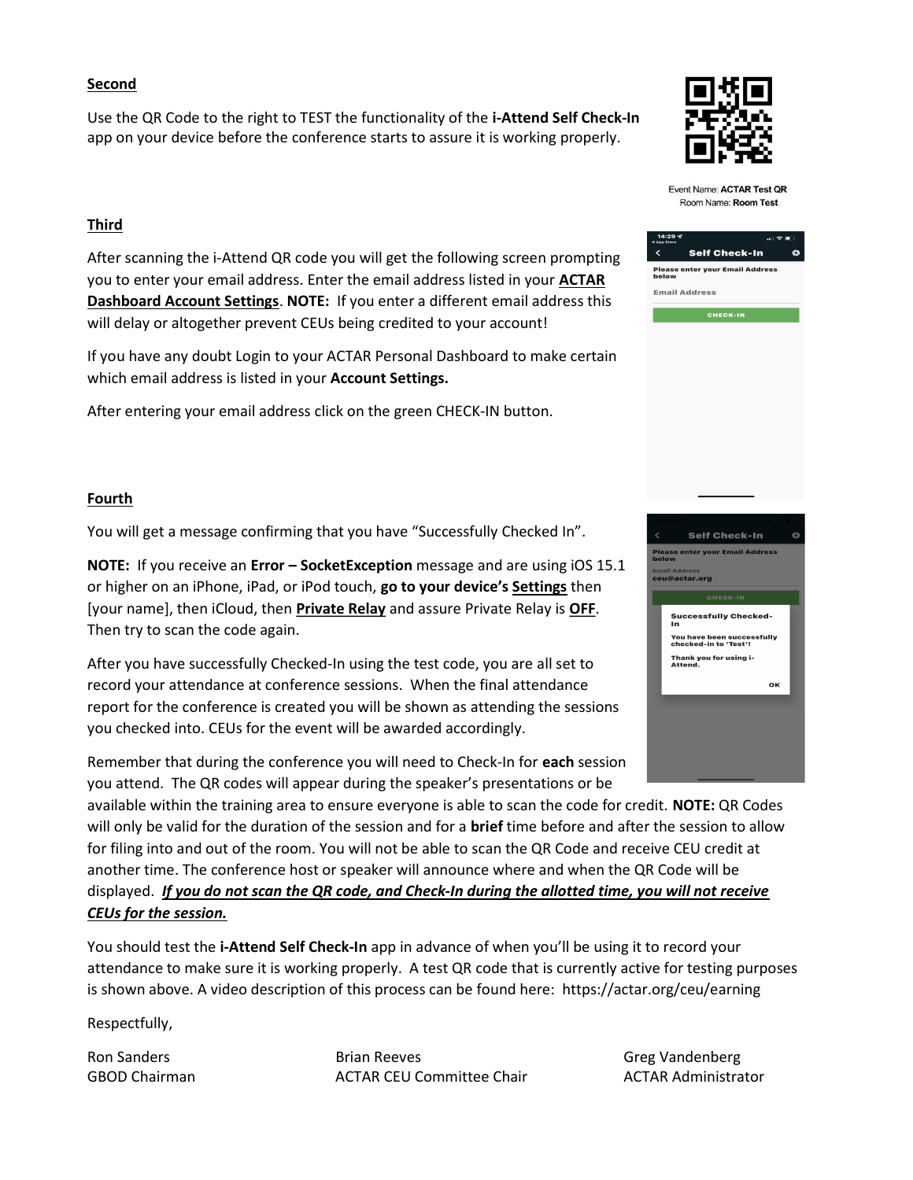**Second**

Use the QR Code to the right to TEST the functionality of the **i-Attend Self Check-In** app on your device before the conference starts to assure it is working properly.

Event Name: **ACTAR Test QR**
Room Name: **Room Test**

**Third**

After scanning the i-Attend QR code you will get the following screen prompting you to enter your email address. Enter the email address listed in your **ACTAR Dashboard Account Settings**. **NOTE:** If you enter a different email address this will delay or altogether prevent CEUs being credited to your account!

If you have any doubt Login to your ACTAR Personal Dashboard to make certain which email address is listed in your **Account Settings.**

After entering your email address click on the green CHECK-IN button.

**Fourth**

You will get a message confirming that you have "Successfully Checked In".

**NOTE:** If you receive an **Error – SocketException** message and are using iOS 15.1 or higher on an iPhone, iPad, or iPod touch, **go to your device's Settings** then [your name], then iCloud, then **Private Relay** and assure Private Relay is **OFF**. Then try to scan the code again.

After you have successfully Checked-In using the test code, you are all set to record your attendance at conference sessions. When the final attendance report for the conference is created you will be shown as attending the sessions you checked into. CEUs for the event will be awarded accordingly.

Remember that during the conference you will need to Check-In for **each** session you attend. The QR codes will appear during the speaker's presentations or be available within the training area to ensure everyone is able to scan the code for credit. **NOTE:** QR Codes will only be valid for the duration of the session and for a **brief** time before and after the session to allow for filing into and out of the room. You will not be able to scan the QR Code and receive CEU credit at another time. The conference host or speaker will announce where and when the QR Code will be displayed. ***If you do not scan the QR code, and Check-In during the allotted time, you will not receive CEUs for the session.***

You should test the **i-Attend Self Check-In** app in advance of when you'll be using it to record your attendance to make sure it is working properly. A test QR code that is currently active for testing purposes is shown above. A video description of this process can be found here: https://actar.org/ceu/earning

Respectfully,

Ron Sanders
GBOD Chairman

Brian Reeves
ACTAR CEU Committee Chair

Greg Vandenberg
ACTAR Administrator